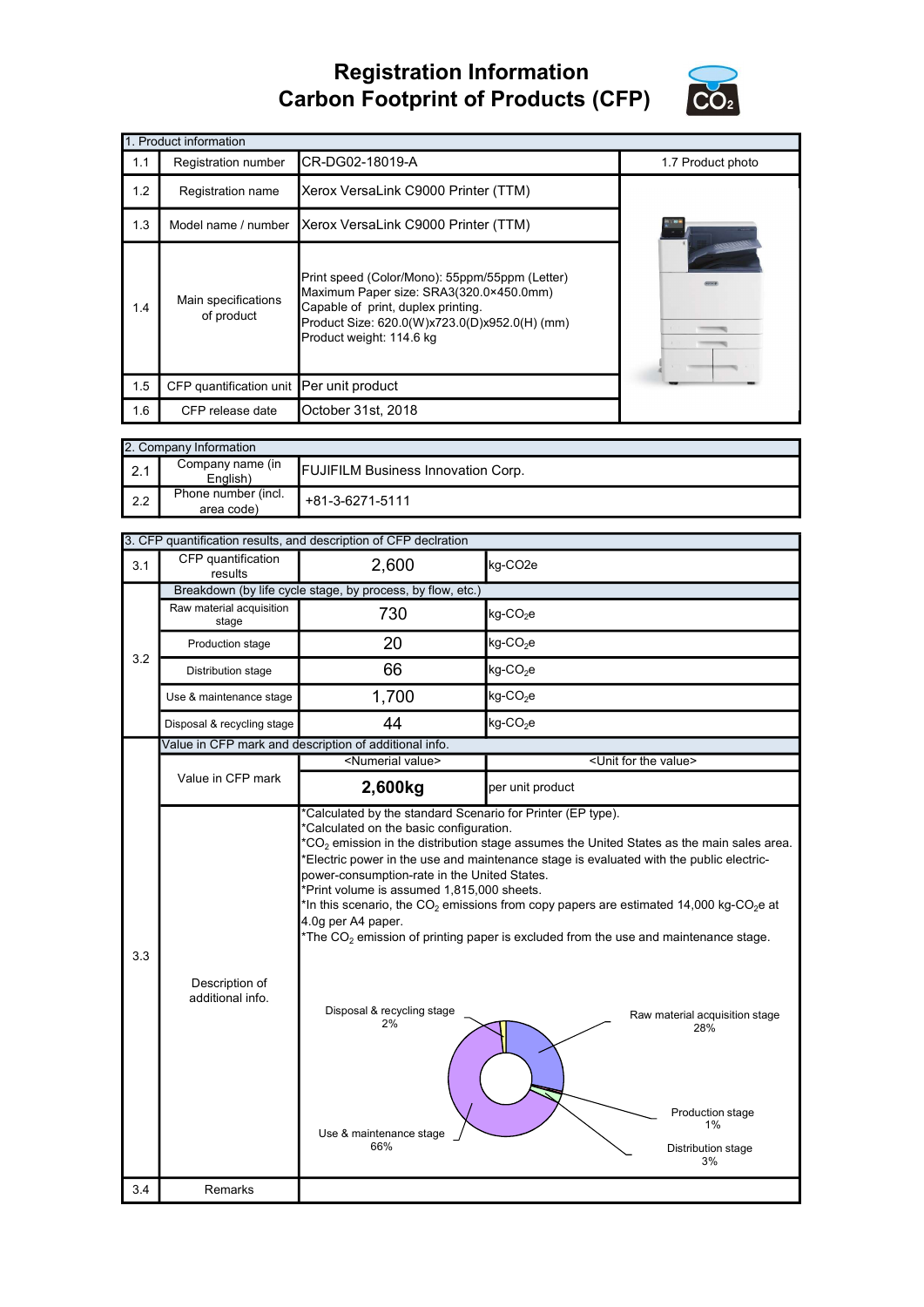# Registration Information
# Carbon Footprint of Products (CFP)

| 1. Product information | | |
|---|---|---|
| 1.1 | Registration number | CR-DG02-18019-A |
| 1.2 | Registration name | Xerox VersaLink C9000 Printer (TTM) |
| 1.3 | Model name / number | Xerox VersaLink C9000 Printer (TTM) |
| 1.4 | Main specifications of product | Print speed (Color/Mono): 55ppm/55ppm (Letter)<br>Maximum Paper size: SRA3(320.0×450.0mm)<br>Capable of print, duplex printing.<br>Product Size: 620.0(W)x723.0(D)x952.0(H) (mm)<br>Product weight: 114.6 kg |
| 1.5 | CFP quantification unit | Per unit product |
| 1.6 | CFP release date | October 31st, 2018 |
| 1.7 | Product photo | |

| 2. Company Information | | |
|---|---|---|
| 2.1 | Company name (in English) | FUJIFILM Business Innovation Corp. |
| 2.2 | Phone number (incl. area code) | +81-3-6271-5111 |

| 3. CFP quantification results, and description of CFP declration | | | |
|---|---|---|---|
| 3.1 | CFP quantification results | 2,600 | kg-CO2e |
| 3.2 | Breakdown (by life cycle stage, by process, by flow, etc.) | | |
| | Raw material acquisition stage | 730 | kg-$CO_2$e |
| | Production stage | 20 | kg-$CO_2$e |
| | Distribution stage | 66 | kg-$CO_2$e |
| | Use & maintenance stage | 1,700 | kg-$CO_2$e |
| | Disposal & recycling stage | 44 | kg-$CO_2$e |
| 3.3 | Value in CFP mark and description of additional info. | | |
| | Value in CFP mark | <Numerial value> | <Unit for the value> |
| | | **2,600kg** | per unit product |
| | Description of additional info. | *Calculated by the standard Scenario for Printer (EP type).<br>*Calculated on the basic configuration.<br>*$CO_2$ emission in the distribution stage assumes the United States as the main sales area.<br>*Electric power in the use and maintenance stage is evaluated with the public electric-power-consumption-rate in the United States.<br>*Print volume is assumed 1,815,000 sheets.<br>*In this scenario, the $CO_2$ emissions from copy papers are estimated 14,000 kg-$CO_2$e at 4.0g per A4 paper.<br>*The $CO_2$ emission of printing paper is excluded from the use and maintenance stage.<br><br>Raw material acquisition stage 28%; Production stage 1%; Distribution stage 3%; Use & maintenance stage 66%; Disposal & recycling stage 2% | |
| 3.4 | Remarks | | |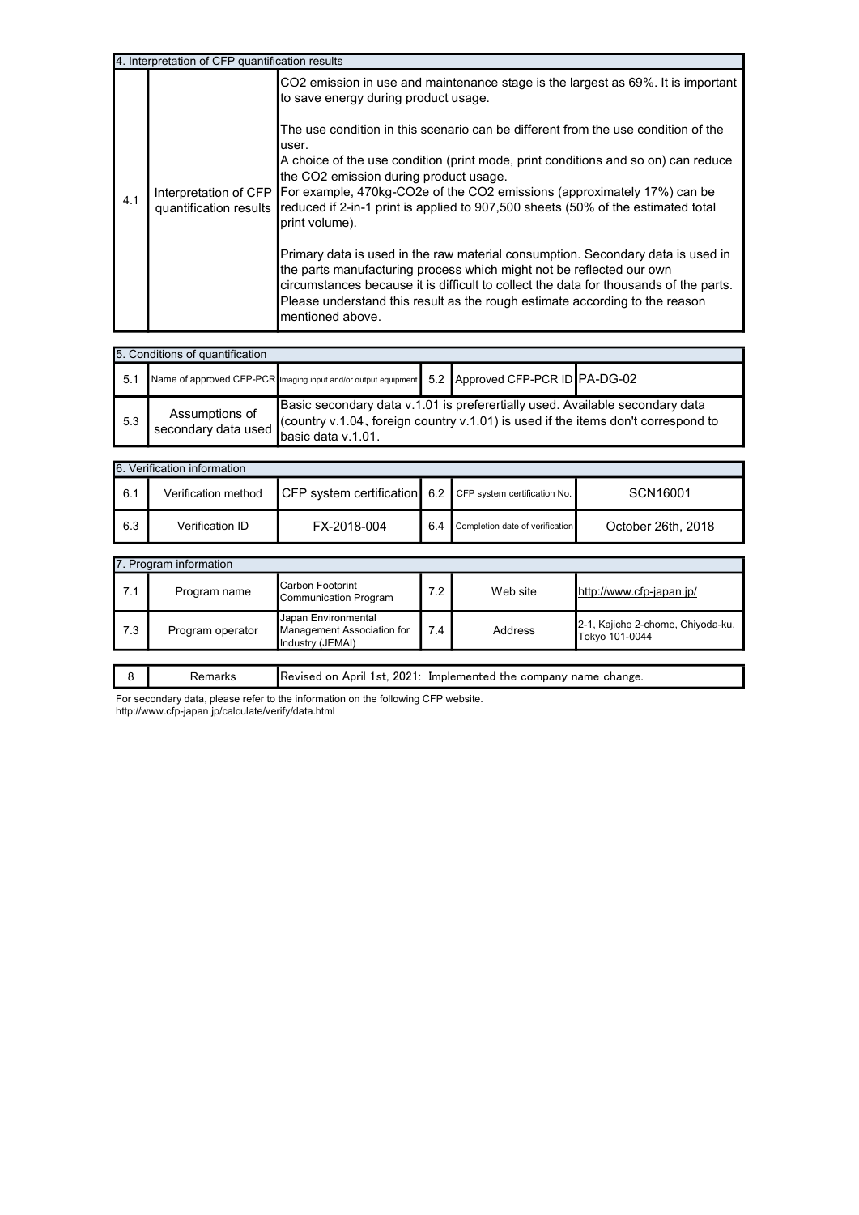| 4. Interpretation of CFP quantification results | | |
|---|---|---|
| 4.1 | Interpretation of CFP quantification results | $CO_2$ emission in use and maintenance stage is the largest as 69%. It is important to save energy during product usage.<br><br>The use condition in this scenario can be different from the use condition of the user.<br>A choice of the use condition (print mode, print conditions and so on) can reduce the $CO_2$ emission during product usage.<br>For example, 470kg-$CO_2$e of the $CO_2$ emissions (approximately 17%) can be reduced if 2-in-1 print is applied to 907,500 sheets (50% of the estimated total print volume).<br><br>Primary data is used in the raw material consumption. Secondary data is used in the parts manufacturing process which might not be reflected our own circumstances because it is difficult to collect the data for thousands of the parts. Please understand this result as the rough estimate according to the reason mentioned above. |

| 5. Conditions of quantification | | | | |
|---|---|---|---|---|
| 5.1 | Name of approved CFP-PCR | Imaging input and/or output equipment | 5.2 | Approved CFP-PCR ID PA-DG-02 |
| 5.3 | Assumptions of secondary data used | Basic secondary data v.1.01 is preferertially used. Available secondary data (country v.1.04、foreign country v.1.01) is used if the items don't correspond to basic data v.1.01. | | |

| 6. Verification information | | | | | |
|---|---|---|---|---|---|
| 6.1 | Verification method | CFP system certification | 6.2 | CFP system certification No. | SCN16001 |
| 6.3 | Verification ID | FX-2018-004 | 6.4 | Completion date of verification | October 26th, 2018 |

| 7. Program information | | | | | |
|---|---|---|---|---|---|
| 7.1 | Program name | Carbon Footprint Communication Program | 7.2 | Web site | http://www.cfp-japan.jp/ |
| 7.3 | Program operator | Japan Environmental Management Association for Industry (JEMAI) | 7.4 | Address | 2-1, Kajicho 2-chome, Chiyoda-ku, Tokyo 101-0044 |

| | | |
|---|---|---|
| 8 | Remarks | Revised on April 1st, 2021: Implemented the company name change. |

For secondary data, please refer to the information on the following CFP website.
http://www.cfp-japan.jp/calculate/verify/data.html